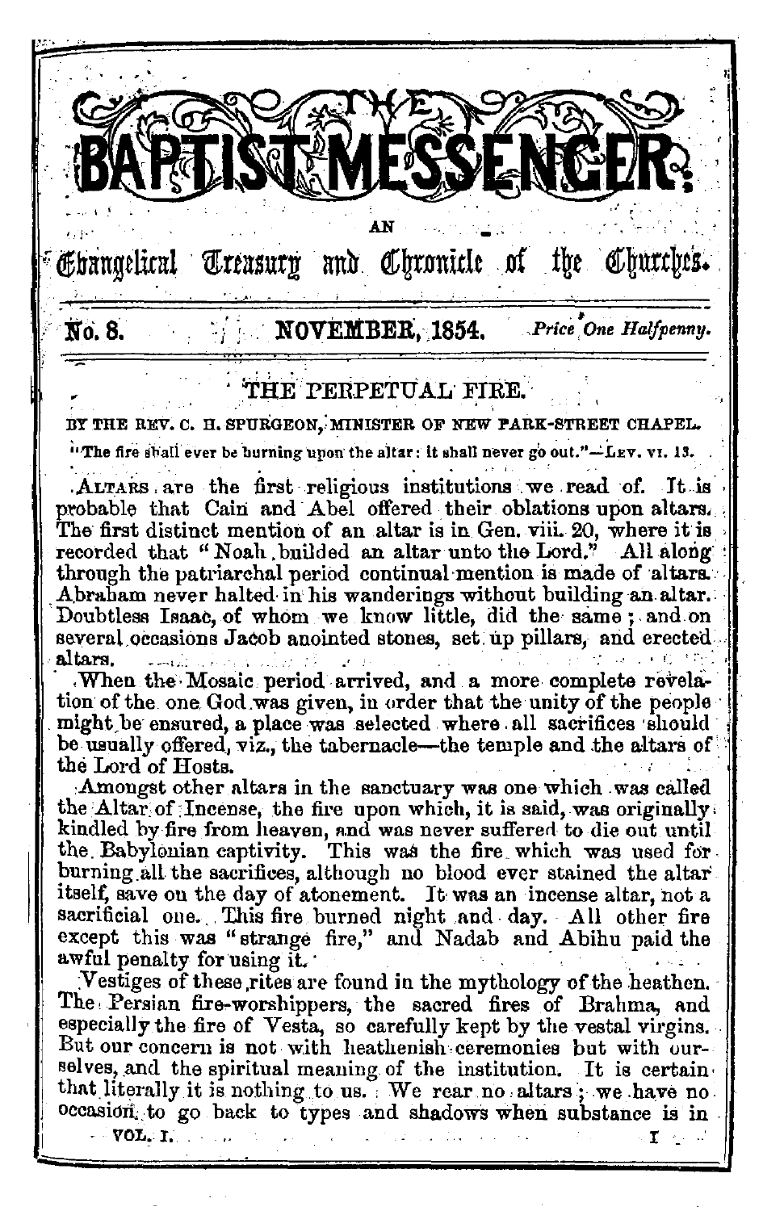# THE BAPTIST MESSENGER:

AN

Evangelical Treasury and Chronicle of the Churches.

No. 8. NOVEMBER, 1854. *Price One Halfpenny.*

## THE PERPETUAL FIRE.

BY THE REV. C. H. SPURGEON, MINISTER OF NEW PARK-STREET CHAPEL.

"The fire shall ever be burning upon the altar: it shall never go out."—LEV. VI. 13.

ALTARS are the first religious institutions we read of. It is probable that Cain and Abel offered their oblations upon altars. The first distinct mention of an altar is in Gen. viii. 20, where it is recorded that "Noah builded an altar unto the Lord." All along through the patriarchal period continual mention is made of altars. Abraham never halted in his wanderings without building an altar. Doubtless Isaac, of whom we know little, did the same; and on several occasions Jacob anointed stones, set up pillars, and erected altars.

When the Mosaic period arrived, and a more complete revelation of the one God was given, in order that the unity of the people might be ensured, a place was selected where all sacrifices should be usually offered, viz., the tabernacle—the temple and the altars of the Lord of Hosts.

Amongst other altars in the sanctuary was one which was called the Altar of Incense, the fire upon which, it is said, was originally kindled by fire from heaven, and was never suffered to die out until the Babylonian captivity. This was the fire which was used for burning all the sacrifices, although no blood ever stained the altar itself, save on the day of atonement. It was an incense altar, not a sacrificial one. This fire burned night and day. All other fire except this was "strange fire," and Nadab and Abihu paid the awful penalty for using it.

Vestiges of these rites are found in the mythology of the heathen. The Persian fire-worshippers, the sacred fires of Brahma, and especially the fire of Vesta, so carefully kept by the vestal virgins. But our concern is not with heathenish ceremonies but with ourselves, and the spiritual meaning of the institution. It is certain that literally it is nothing to us. We rear no altars; we have no occasion to go back to types and shadows when substance is in

VOL. I.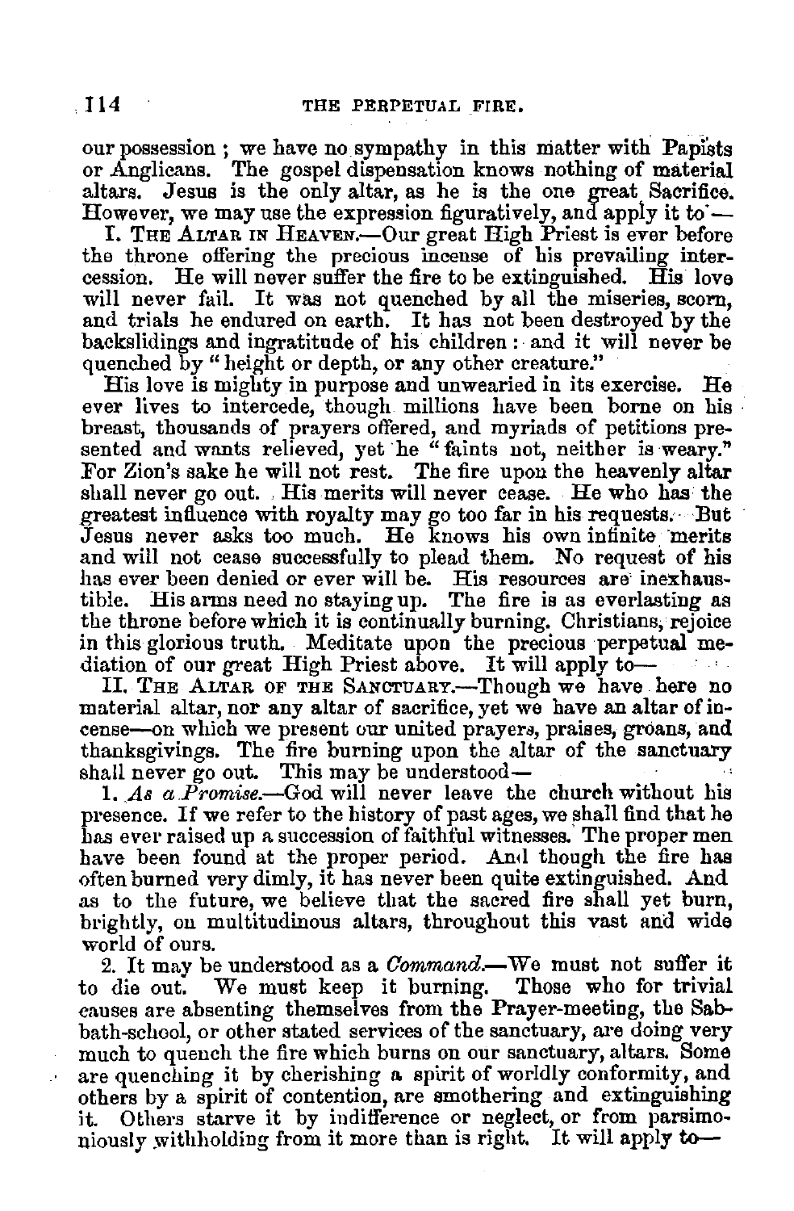our possession; we have no sympathy in this matter with Papists or Anglicans. The gospel dispensation knows nothing of material altars. Jesus is the only altar, as he is the one great Sacrifice. However, we may use the expression figuratively, and apply it to—

I. The Altar in Heaven.—Our great High Priest is ever before the throne offering the precious incense of his prevailing intercession. He will never suffer the fire to be extinguished. His love will never fail. It was not quenched by all the miseries, scorn, and trials he endured on earth. It has not been destroyed by the backslidings and ingratitude of his children: and it will never be quenched by "height or depth, or any other creature."

His love is mighty in purpose and unwearied in its exercise. He ever lives to intercede, though millions have been borne on his breast, thousands of prayers offered, and myriads of petitions presented and wants relieved, yet he "faints not, neither is weary." For Zion's sake he will not rest. The fire upon the heavenly altar shall never go out. His merits will never cease. He who has the greatest influence with royalty may go too far in his requests. But Jesus never asks too much. He knows his own infinite merits and will not cease successfully to plead them. No request of his has ever been denied or ever will be. His resources are inexhaustible. His arms need no staying up. The fire is as everlasting as the throne before which it is continually burning. Christians, rejoice in this glorious truth. Meditate upon the precious perpetual mediation of our great High Priest above. It will apply to—

II. The Altar of the Sanctuary.—Though we have here no material altar, nor any altar of sacrifice, yet we have an altar of incense—on which we present our united prayers, praises, groans, and thanksgivings. The fire burning upon the altar of the sanctuary shall never go out. This may be understood—

1. *As a Promise.*—God will never leave the church without his presence. If we refer to the history of past ages, we shall find that he has ever raised up a succession of faithful witnesses. The proper men have been found at the proper period. And though the fire has often burned very dimly, it has never been quite extinguished. And as to the future, we believe that the sacred fire shall yet burn, brightly, on multitudinous altars, throughout this vast and wide world of ours.

2. It may be understood as a *Command.*—We must not suffer it to die out. We must keep it burning. Those who for trivial causes are absenting themselves from the Prayer-meeting, the Sabbath-school, or other stated services of the sanctuary, are doing very much to quench the fire which burns on our sanctuary, altars. Some are quenching it by cherishing a spirit of worldly conformity, and others by a spirit of contention, are smothering and extinguishing it. Others starve it by indifference or neglect, or from parsimoniously withholding from it more than is right. It will apply to—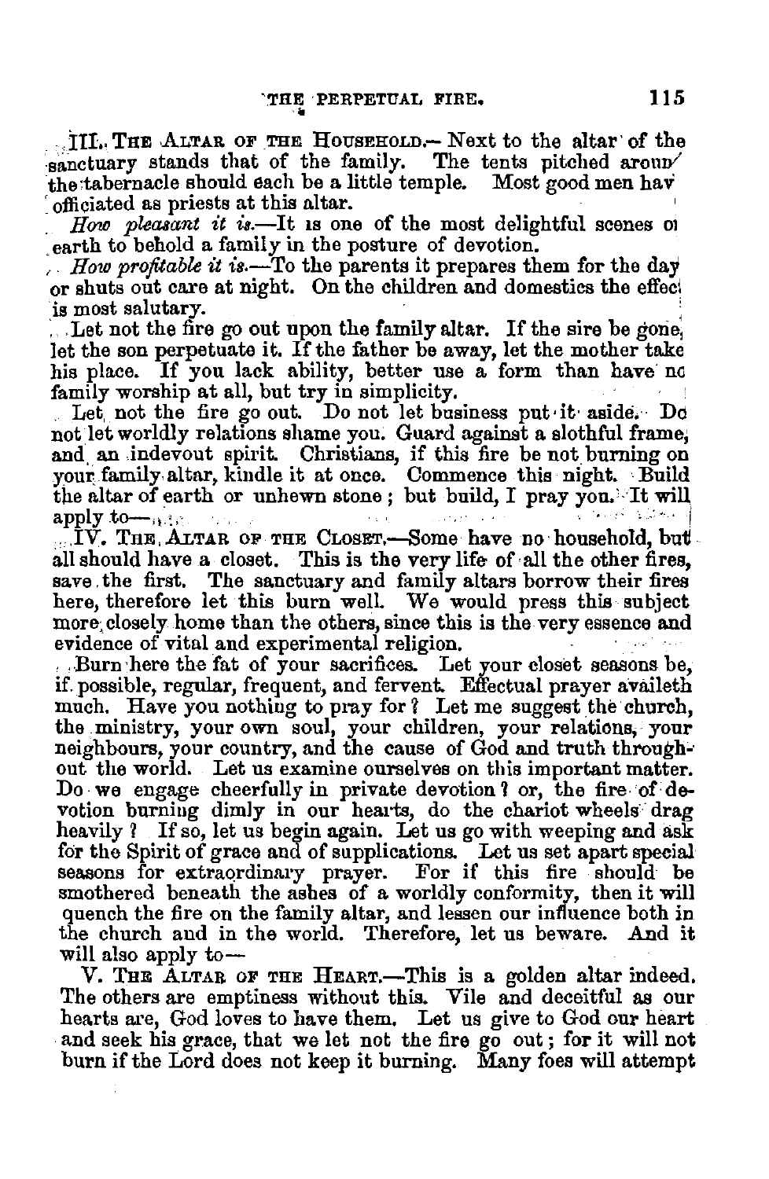III. THE ALTAR OF THE HOUSEHOLD.—Next to the altar of the sanctuary stands that of the family. The tents pitched around the tabernacle should each be a little temple. Most good men have officiated as priests at this altar.

*How pleasant it is.*—It is one of the most delightful scenes on earth to behold a family in the posture of devotion.

*How profitable it is.*—To the parents it prepares them for the day or shuts out care at night. On the children and domestics the effect is most salutary.

Let not the fire go out upon the family altar. If the sire be gone, let the son perpetuate it. If the father be away, let the mother take his place. If you lack ability, better use a form than have no family worship at all, but try in simplicity.

Let not the fire go out. Do not let business put it aside. Do not let worldly relations shame you. Guard against a slothful frame, and an indevout spirit. Christians, if this fire be not burning on your family altar, kindle it at once. Commence this night. Build the altar of earth or unhewn stone; but build, I pray you. It will apply to—

IV. THE ALTAR OF THE CLOSET.—Some have no household, but all should have a closet. This is the very life of all the other fires, save the first. The sanctuary and family altars borrow their fires here, therefore let this burn well. We would press this subject more closely home than the others, since this is the very essence and evidence of vital and experimental religion.

Burn here the fat of your sacrifices. Let your closet seasons be, if possible, regular, frequent, and fervent. Effectual prayer availeth much. Have you nothing to pray for? Let me suggest the church, the ministry, your own soul, your children, your relations, your neighbours, your country, and the cause of God and truth throughout the world. Let us examine ourselves on this important matter. Do we engage cheerfully in private devotion? or, the fire of devotion burning dimly in our hearts, do the chariot wheels drag heavily? If so, let us begin again. Let us go with weeping and ask for the Spirit of grace and of supplications. Let us set apart special seasons for extraordinary prayer. For if this fire should be smothered beneath the ashes of a worldly conformity, then it will quench the fire on the family altar, and lessen our influence both in the church and in the world. Therefore, let us beware. And it will also apply to—

V. THE ALTAR OF THE HEART.—This is a golden altar indeed. The others are emptiness without this. Vile and deceitful as our hearts are, God loves to have them. Let us give to God our heart and seek his grace, that we let not the fire go out; for it will not burn if the Lord does not keep it burning. Many foes will attempt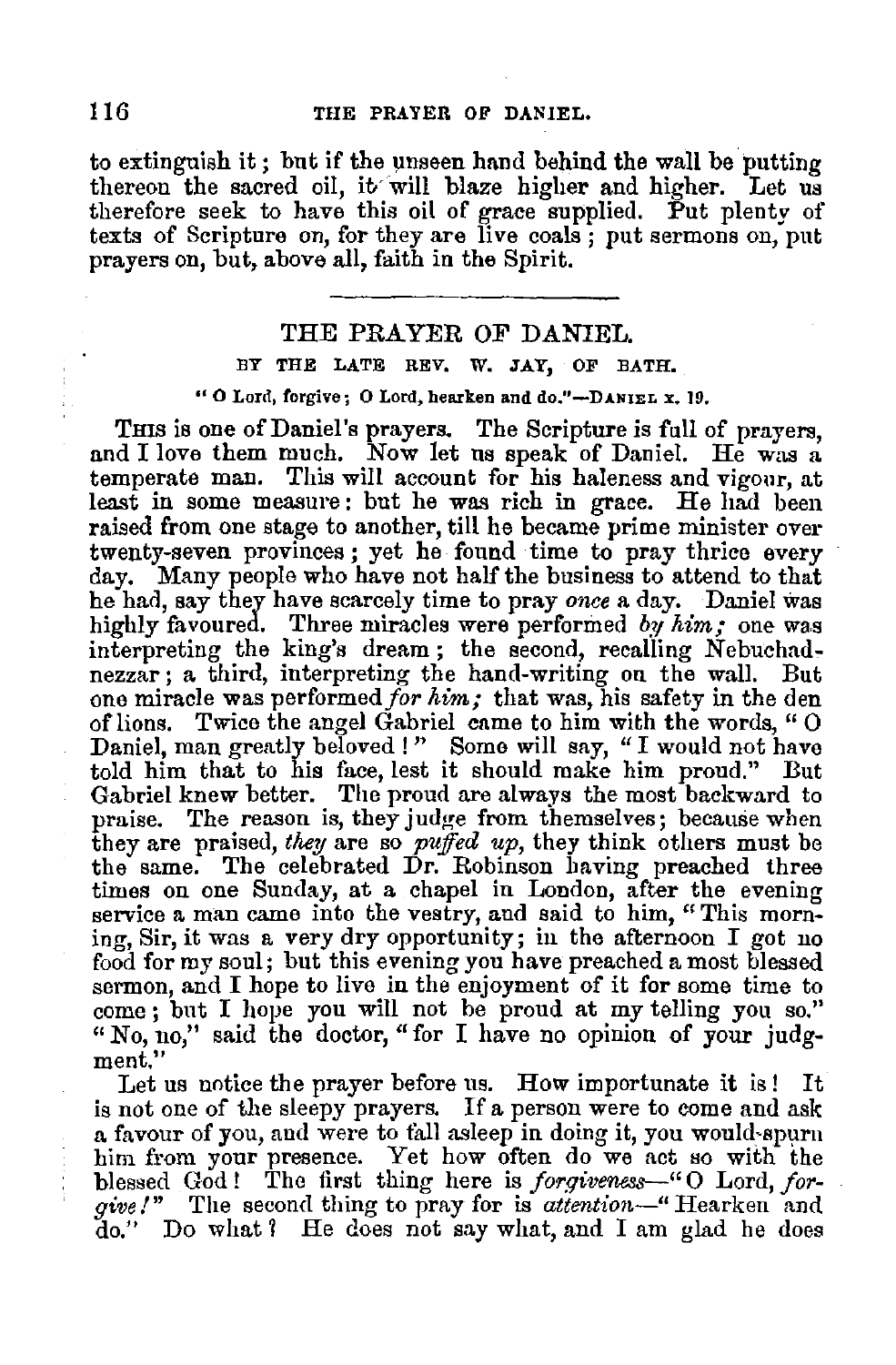to extinguish it; but if the unseen hand behind the wall be putting thereon the sacred oil, it will blaze higher and higher. Let us therefore seek to have this oil of grace supplied. Put plenty of texts of Scripture on, for they are live coals; put sermons on, put prayers on, but, above all, faith in the Spirit.

---

## THE PRAYER OF DANIEL.

### BY THE LATE REV. W. JAY, OF BATH.

"O Lord, forgive; O Lord, hearken and do."—DANIEL x. 19.

THIS is one of Daniel's prayers. The Scripture is full of prayers, and I love them much. Now let us speak of Daniel. He was a temperate man. This will account for his haleness and vigour, at least in some measure: but he was rich in grace. He had been raised from one stage to another, till he became prime minister over twenty-seven provinces; yet he found time to pray thrice every day. Many people who have not half the business to attend to that he had, say they have scarcely time to pray *once* a day. Daniel was highly favoured. Three miracles were performed *by him;* one was interpreting the king's dream; the second, recalling Nebuchadnezzar; a third, interpreting the hand-writing on the wall. But one miracle was performed *for him;* that was, his safety in the den of lions. Twice the angel Gabriel came to him with the words, "O Daniel, man greatly beloved!" Some will say, "I would not have told him that to his face, lest it should make him proud." But Gabriel knew better. The proud are always the most backward to praise. The reason is, they judge from themselves; because when they are praised, *they* are so *puffed up*, they think others must be the same. The celebrated Dr. Robinson having preached three times on one Sunday, at a chapel in London, after the evening service a man came into the vestry, and said to him, "This morning, Sir, it was a very dry opportunity; in the afternoon I got no food for my soul; but this evening you have preached a most blessed sermon, and I hope to live in the enjoyment of it for some time to come; but I hope you will not be proud at my telling you so." "No, no," said the doctor, "for I have no opinion of your judgment."

Let us notice the prayer before us. How importunate it is! It is not one of the sleepy prayers. If a person were to come and ask a favour of you, and were to fall asleep in doing it, you would spurn him from your presence. Yet how often do we act so with the blessed God! The first thing here is *forgiveness*—"O Lord, *forgive!*" The second thing to pray for is *attention*—"Hearken and do." Do what? He does not say what, and I am glad he does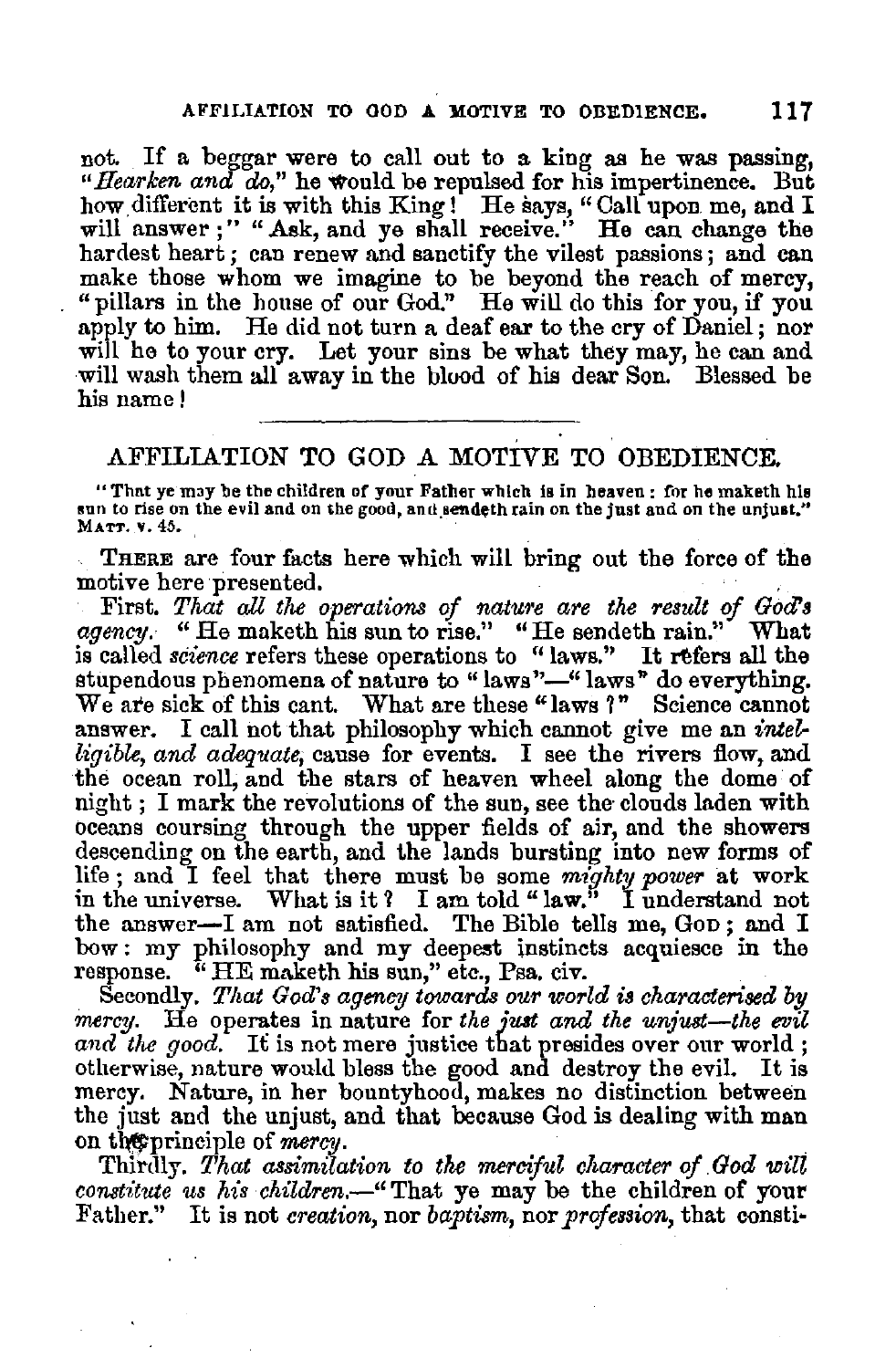not. If a beggar were to call out to a king as he was passing, "*Hearken and do*," he would be repulsed for his impertinence. But how different it is with this King! He says, "Call upon me, and I will answer;" "Ask, and ye shall receive." He can change the hardest heart; can renew and sanctify the vilest passions; and can make those whom we imagine to be beyond the reach of mercy, "pillars in the house of our God." He will do this for you, if you apply to him. He did not turn a deaf ear to the cry of Daniel; nor will he to your cry. Let your sins be what they may, he can and will wash them all away in the blood of his dear Son. Blessed be his name!

---

## AFFILIATION TO GOD A MOTIVE TO OBEDIENCE.

"That ye may be the children of your Father which is in heaven: for he maketh his sun to rise on the evil and on the good, and sendeth rain on the just and on the unjust." MATT. v. 45.

THERE are four facts here which will bring out the force of the motive here presented.

First. *That all the operations of nature are the result of God's agency.* "He maketh his sun to rise." "He sendeth rain." What is called *science* refers these operations to "laws." It refers all the stupendous phenomena of nature to "laws"—"laws" do everything. We are sick of this cant. What are these "laws?" Science cannot answer. I call not that philosophy which cannot give me an *intelligible, and adequate,* cause for events. I see the rivers flow, and the ocean roll, and the stars of heaven wheel along the dome of night; I mark the revolutions of the sun, see the clouds laden with oceans coursing through the upper fields of air, and the showers descending on the earth, and the lands bursting into new forms of life; and I feel that there must be some *mighty power* at work in the universe. What is it? I am told "law." I understand not the answer—I am not satisfied. The Bible tells me, GOD; and I bow: my philosophy and my deepest instincts acquiesce in the response. "HE maketh his sun," etc., Psa. civ.

Secondly. *That God's agency towards our world is characterised by mercy.* He operates in nature for *the just and the unjust—the evil and the good.* It is not mere justice that presides over our world; otherwise, nature would bless the good and destroy the evil. It is mercy. Nature, in her bountyhood, makes no distinction between the just and the unjust, and that because God is dealing with man on the principle of *mercy.*

Thirdly. *That assimilation to the merciful character of God will constitute us his children.*—"That ye may be the children of your Father." It is not *creation,* nor *baptism,* nor *profession,* that consti-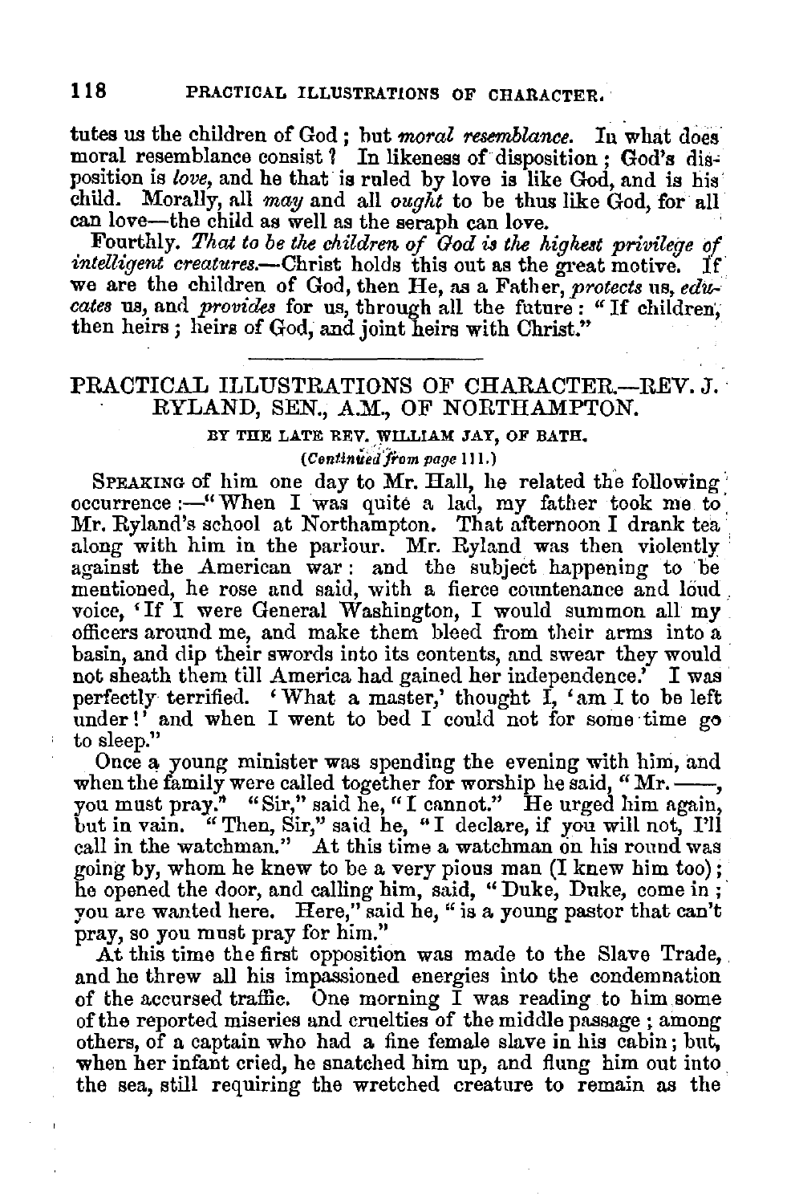tutes us the children of God; but *moral resemblance.* In what does moral resemblance consist? In likeness of disposition; God's disposition is *love,* and he that is ruled by love is like God, and is his child. Morally, all *may* and all *ought* to be thus like God, for all can love—the child as well as the seraph can love.

Fourthly. *That to be the children of God is the highest privilege of intelligent creatures.*—Christ holds this out as the great motive. If we are the children of God, then He, as a Father, *protects* us, *educates* us, and *provides* for us, through all the future: "If children, then heirs; heirs of God, and joint heirs with Christ."

---

## PRACTICAL ILLUSTRATIONS OF CHARACTER.—REV. J. RYLAND, SEN., A.M., OF NORTHAMPTON.

BY THE LATE REV. WILLIAM JAY, OF BATH.

*(Continued from page 111.)*

Speaking of him one day to Mr. Hall, he related the following occurrence:—"When I was quite a lad, my father took me to Mr. Ryland's school at Northampton. That afternoon I drank tea along with him in the parlour. Mr. Ryland was then violently against the American war: and the subject happening to be mentioned, he rose and said, with a fierce countenance and loud voice, 'If I were General Washington, I would summon all my officers around me, and make them bleed from their arms into a basin, and dip their swords into its contents, and swear they would not sheath them till America had gained her independence.' I was perfectly terrified. 'What a master,' thought I, 'am I to be left under!' and when I went to bed I could not for some time go to sleep."

Once a young minister was spending the evening with him, and when the family were called together for worship he said, "Mr. ——, you must pray." "Sir," said he, "I cannot." He urged him again, but in vain. "Then, Sir," said he, "I declare, if you will not, I'll call in the watchman." At this time a watchman on his round was going by, whom he knew to be a very pious man (I knew him too); he opened the door, and calling him, said, "Duke, Duke, come in; you are wanted here. Here," said he, "is a young pastor that can't pray, so you must pray for him."

At this time the first opposition was made to the Slave Trade, and he threw all his impassioned energies into the condemnation of the accursed traffic. One morning I was reading to him some of the reported miseries and cruelties of the middle passage; among others, of a captain who had a fine female slave in his cabin; but, when her infant cried, he snatched him up, and flung him out into the sea, still requiring the wretched creature to remain as the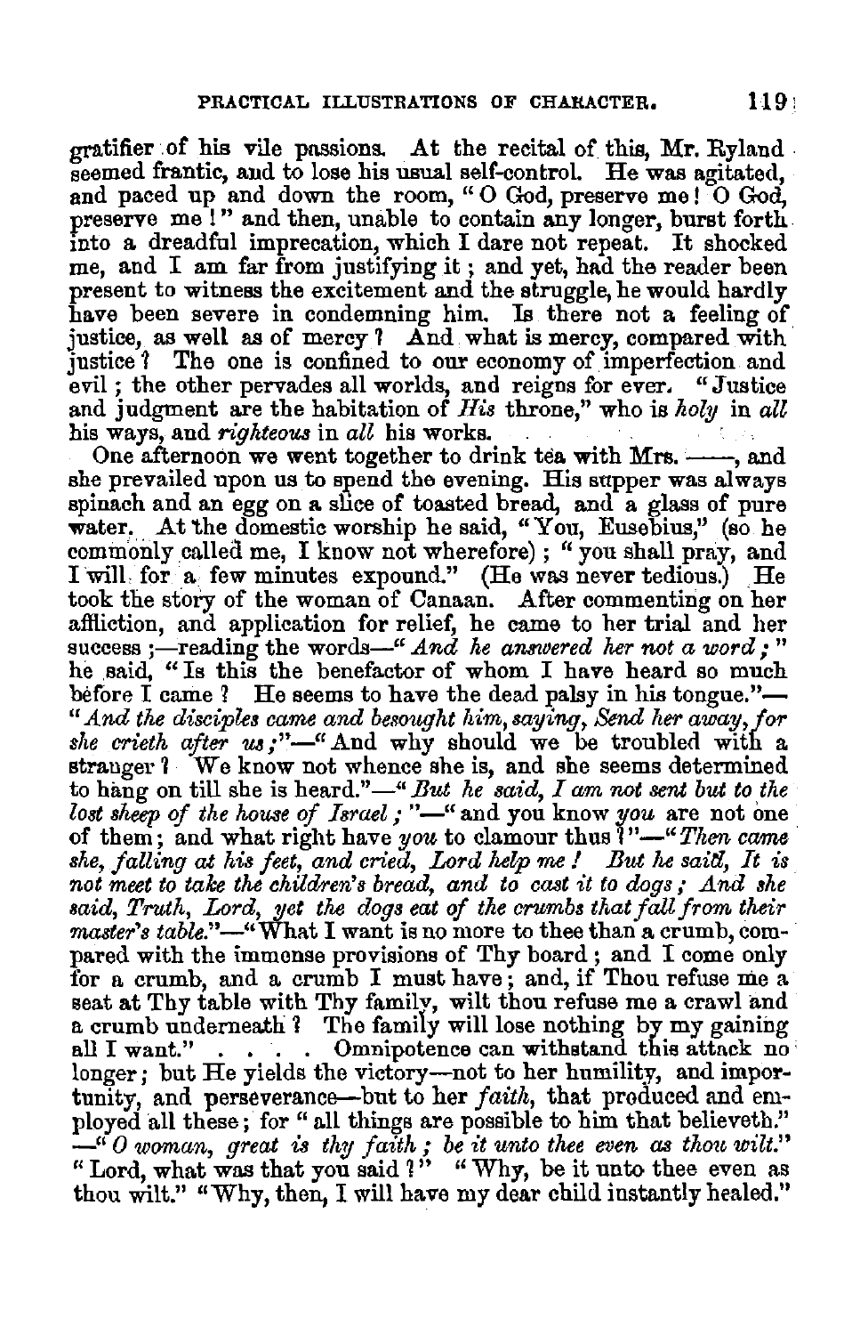gratifier of his vile passions. At the recital of this, Mr. Ryland seemed frantic, and to lose his usual self-control. He was agitated, and paced up and down the room, "O God, preserve me! O God, preserve me!" and then, unable to contain any longer, burst forth into a dreadful imprecation, which I dare not repeat. It shocked me, and I am far from justifying it; and yet, had the reader been present to witness the excitement and the struggle, he would hardly have been severe in condemning him. Is there not a feeling of justice, as well as of mercy? And what is mercy, compared with justice? The one is confined to our economy of imperfection and evil; the other pervades all worlds, and reigns for ever. "Justice and judgment are the habitation of *His* throne," who is *holy* in *all* his ways, and *righteous* in *all* his works.

One afternoon we went together to drink tea with Mrs. ——, and she prevailed upon us to spend the evening. His supper was always spinach and an egg on a slice of toasted bread, and a glass of pure water. At the domestic worship he said, "You, Eusebius," (so he commonly called me, I know not wherefore); "you shall pray, and I will for a few minutes expound." (He was never tedious.) He took the story of the woman of Canaan. After commenting on her affliction, and application for relief, he came to her trial and her success;—reading the words—"*And he answered her not a word;*" he said, "Is this the benefactor of whom I have heard so much before I came? He seems to have the dead palsy in his tongue."—"*And the disciples came and besought him, saying, Send her away, for she crieth after us;*"—"And why should we be troubled with a stranger? We know not whence she is, and she seems determined to hang on till she is heard."—"*But he said, I am not sent but to the lost sheep of the house of Israel;*"—"and you know *you* are not one of them; and what right have *you* to clamour thus?"—"*Then came she, falling at his feet, and cried, Lord help me! But he said, It is not meet to take the children's bread, and to cast it to dogs; And she said, Truth, Lord, yet the dogs eat of the crumbs that fall from their master's table.*"—"What I want is no more to thee than a crumb, compared with the immense provisions of Thy board; and I come only for a crumb, and a crumb I must have; and, if Thou refuse me a seat at Thy table with Thy family, wilt thou refuse me a crawl and a crumb underneath? The family will lose nothing by my gaining all I want." . . . . Omnipotence can withstand this attack no longer; but He yields the victory—not to her humility, and importunity, and perseverance—but to her *faith*, that produced and employed all these; for "all things are possible to him that believeth."—"*O woman, great is thy faith; be it unto thee even as thou wilt.*" "Lord, what was that you said?" "Why, be it unto thee even as thou wilt." "Why, then, I will have my dear child instantly healed."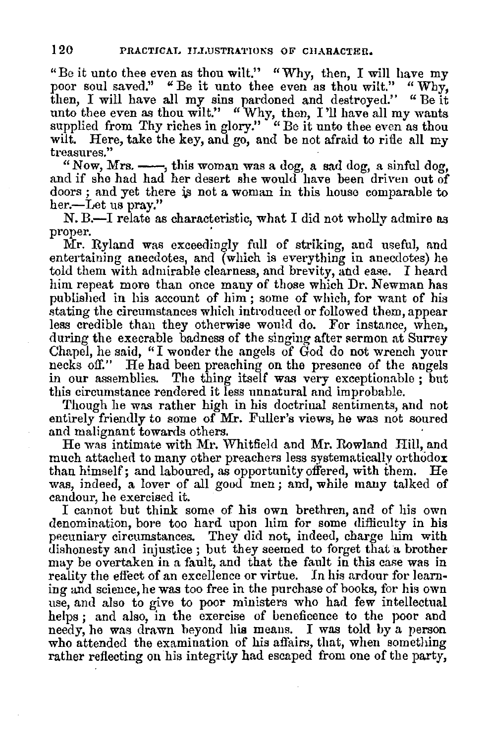"Be it unto thee even as thou wilt." "Why, then, I will have my poor soul saved." "Be it unto thee even as thou wilt." "Why, then, I will have all my sins pardoned and destroyed." "Be it unto thee even as thou wilt." "Why, then, I'll have all my wants supplied from Thy riches in glory." "Be it unto thee even as thou wilt. Here, take the key, and go, and be not afraid to rifle all my treasures."

"Now, Mrs. ——, this woman was a dog, a sad dog, a sinful dog, and if she had had her desert she would have been driven out of doors; and yet there is not a woman in this house comparable to her.—Let us pray."

N. B.—I relate as characteristic, what I did not wholly admire as proper.

Mr. Ryland was exceedingly full of striking, and useful, and entertaining anecdotes, and (which is everything in anecdotes) he told them with admirable clearness, and brevity, and ease. I heard him repeat more than once many of those which Dr. Newman has published in his account of him; some of which, for want of his stating the circumstances which introduced or followed them, appear less credible than they otherwise would do. For instance, when, during the execrable badness of the singing after sermon at Surrey Chapel, he said, "I wonder the angels of God do not wrench your necks off." He had been preaching on the presence of the angels in our assemblies. The thing itself was very exceptionable; but this circumstance rendered it less unnatural and improbable.

Though he was rather high in his doctrinal sentiments, and not entirely friendly to some of Mr. Fuller's views, he was not soured and malignant towards others.

He was intimate with Mr. Whitfield and Mr. Rowland Hill, and much attached to many other preachers less systematically orthodox than himself; and laboured, as opportunity offered, with them. He was, indeed, a lover of all good men; and, while many talked of candour, he exercised it.

I cannot but think some of his own brethren, and of his own denomination, bore too hard upon him for some difficulty in his pecuniary circumstances. They did not, indeed, charge him with dishonesty and injustice; but they seemed to forget that a brother may be overtaken in a fault, and that the fault in this case was in reality the effect of an excellence or virtue. In his ardour for learning and science, he was too free in the purchase of books, for his own use, and also to give to poor ministers who had few intellectual helps; and also, in the exercise of beneficence to the poor and needy, he was drawn beyond his means. I was told by a person who attended the examination of his affairs, that, when something rather reflecting on his integrity had escaped from one of the party,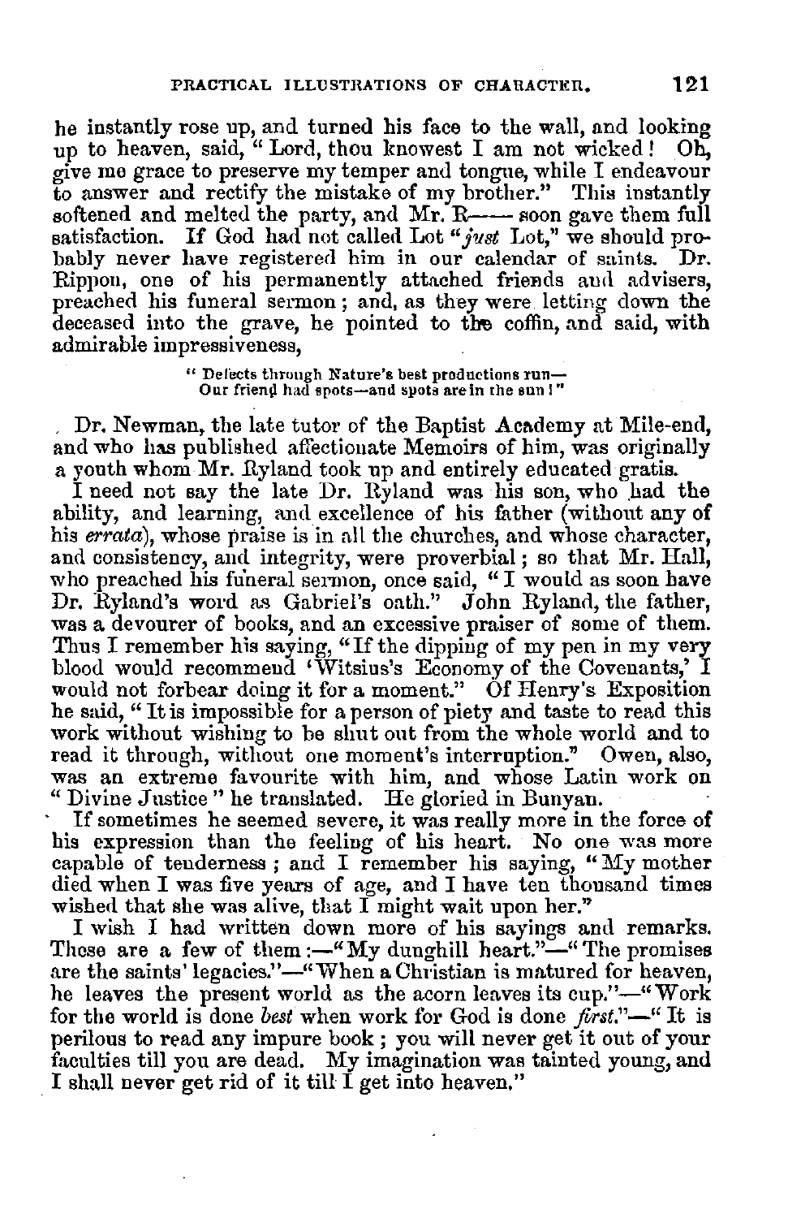he instantly rose up, and turned his face to the wall, and looking up to heaven, said, "Lord, thou knowest I am not wicked! Oh, give me grace to preserve my temper and tongue, while I endeavour to answer and rectify the mistake of my brother." This instantly softened and melted the party, and Mr. R—— soon gave them full satisfaction. If God had not called Lot "*just* Lot," we should probably never have registered him in our calendar of saints. Dr. Rippon, one of his permanently attached friends and advisers, preached his funeral sermon; and, as they were letting down the deceased into the grave, he pointed to the coffin, and said, with admirable impressiveness,

> "Defects through Nature's best productions run—
> Our friend had spots—and spots are in the sun!"

Dr. Newman, the late tutor of the Baptist Academy at Mile-end, and who has published affectionate Memoirs of him, was originally a youth whom Mr. Ryland took up and entirely educated gratis.

I need not say the late Dr. Ryland was his son, who had the ability, and learning, and excellence of his father (without any of his *errata*), whose praise is in all the churches, and whose character, and consistency, and integrity, were proverbial; so that Mr. Hall, who preached his funeral sermon, once said, "I would as soon have Dr. Ryland's word as Gabriel's oath." John Ryland, the father, was a devourer of books, and an excessive praiser of some of them. Thus I remember his saying, "If the dipping of my pen in my very blood would recommend 'Witsius's Economy of the Covenants,' I would not forbear doing it for a moment." Of Henry's Exposition he said, "It is impossible for a person of piety and taste to read this work without wishing to be shut out from the whole world and to read it through, without one moment's interruption." Owen, also, was an extreme favourite with him, and whose Latin work on "Divine Justice" he translated. He gloried in Bunyan.

If sometimes he seemed severe, it was really more in the force of his expression than the feeling of his heart. No one was more capable of tenderness; and I remember his saying, "My mother died when I was five years of age, and I have ten thousand times wished that she was alive, that I might wait upon her."

I wish I had written down more of his sayings and remarks. These are a few of them:—"My dunghill heart."—"The promises are the saints' legacies."—"When a Christian is matured for heaven, he leaves the present world as the acorn leaves its cup."—"Work for the world is done *best* when work for God is done *first*."—"It is perilous to read any impure book; you will never get it out of your faculties till you are dead. My imagination was tainted young, and I shall never get rid of it till I get into heaven."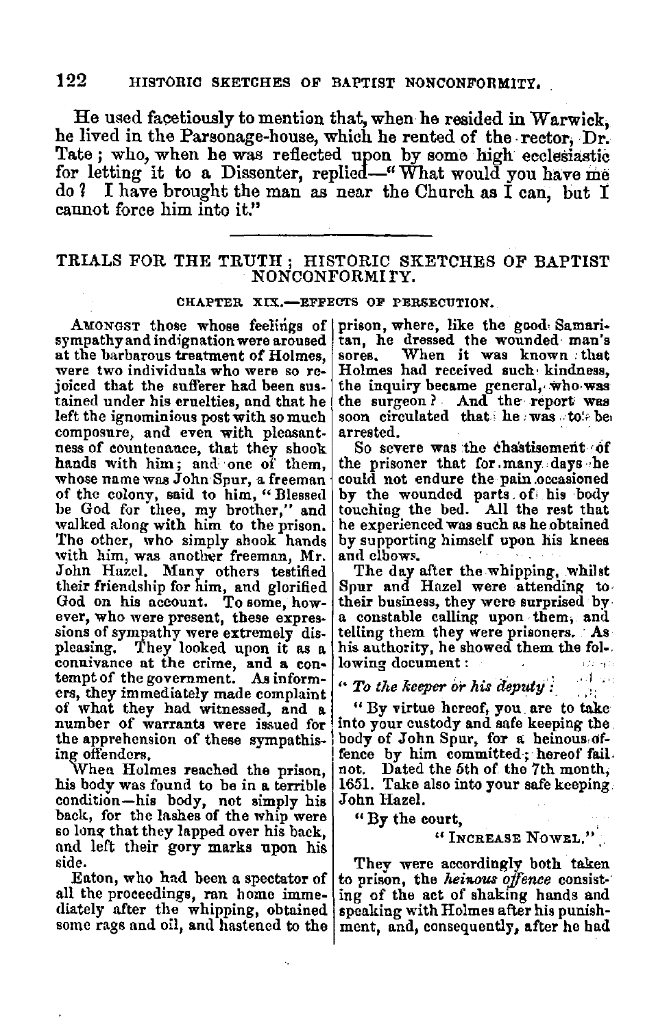He used facetiously to mention that, when he resided in Warwick, he lived in the Parsonage-house, which he rented of the rector, Dr. Tate; who, when he was reflected upon by some high ecclesiastic for letting it to a Dissenter, replied—"What would you have me do? I have brought the man as near the Church as I can, but I cannot force him into it."

---

## TRIALS FOR THE TRUTH; HISTORIC SKETCHES OF BAPTIST NONCONFORMITY.

### CHAPTER XIX.—EFFECTS OF PERSECUTION.

Amongst those whose feelings of sympathy and indignation were aroused at the barbarous treatment of Holmes, were two individuals who were so rejoiced that the sufferer had been sustained under his cruelties, and that he left the ignominious post with so much composure, and even with pleasantness of countenance, that they shook hands with him; and one of them, whose name was John Spur, a freeman of the colony, said to him, "Blessed be God for thee, my brother," and walked along with him to the prison. The other, who simply shook hands with him, was another freeman, Mr. John Hazel. Many others testified their friendship for him, and glorified God on his account. To some, however, who were present, these expressions of sympathy were extremely displeasing. They looked upon it as a connivance at the crime, and a contempt of the government. As informers, they immediately made complaint of what they had witnessed, and a number of warrants were issued for the apprehension of these sympathising offenders.

When Holmes reached the prison, his body was found to be in a terrible condition—his body, not simply his back, for the lashes of the whip were so long that they lapped over his back, and left their gory marks upon his side.

Eaton, who had been a spectator of all the proceedings, ran home immediately after the whipping, obtained some rags and oil, and hastened to the prison, where, like the good Samaritan, he dressed the wounded man's sores. When it was known that Holmes had received such kindness, the inquiry became general, who was the surgeon? And the report was soon circulated that he was to be arrested.

So severe was the chastisement of the prisoner that for many days he could not endure the pain occasioned by the wounded parts of his body touching the bed. All the rest that he experienced was such as he obtained by supporting himself upon his knees and elbows.

The day after the whipping, whilst Spur and Hazel were attending to their business, they were surprised by a constable calling upon them, and telling them they were prisoners. As his authority, he showed them the following document:

"*To the keeper or his deputy:*

"By virtue hereof, you are to take into your custody and safe keeping the body of John Spur, for a heinous offence by him committed; hereof fail not. Dated the 5th of the 7th month, 1651. Take also into your safe keeping John Hazel.

"By the court,

"Increase Nowel."

They were accordingly both taken to prison, the *heinous offence* consisting of the act of shaking hands and speaking with Holmes after his punishment, and, consequently, after he had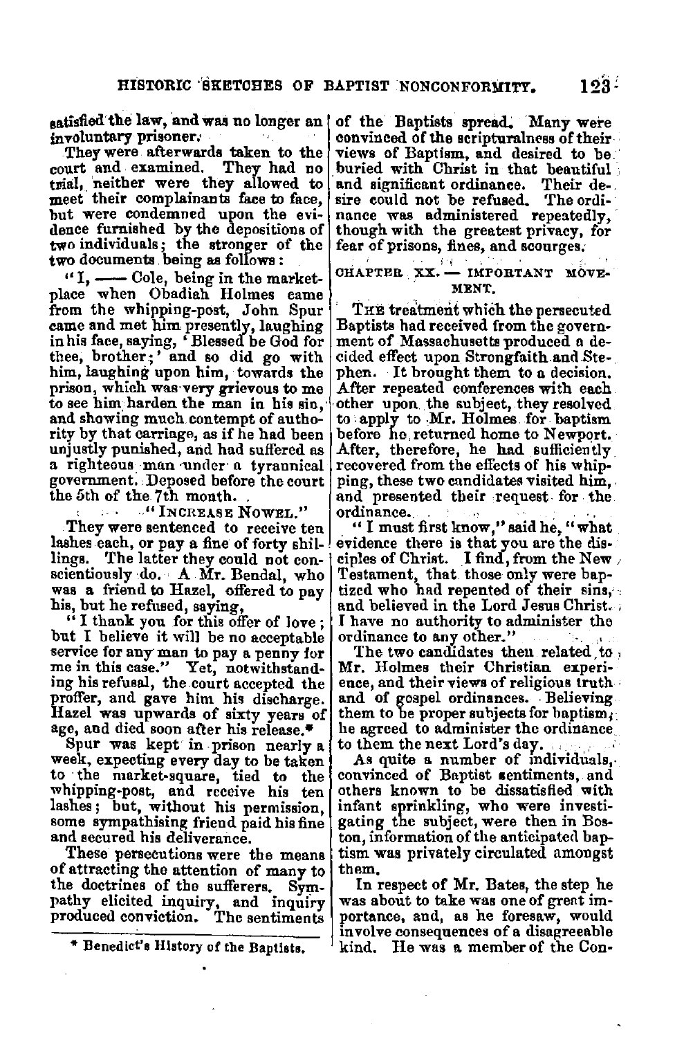satisfied the law, and was no longer an involuntary prisoner.

They were afterwards taken to the court and examined. They had no trial, neither were they allowed to meet their complainants face to face, but were condemned upon the evidence furnished by the depositions of two individuals; the stronger of the two documents being as follows:

"I, —— Cole, being in the market-place when Obadiah Holmes came from the whipping-post, John Spur came and met him presently, laughing in his face, saying, 'Blessed be God for thee, brother;' and so did go with him, laughing upon him, towards the prison, which was very grievous to me to see him harden the man in his sin, and showing much contempt of authority by that carriage, as if he had been unjustly punished, and had suffered as a righteous man under a tyrannical government. Deposed before the court the 5th of the 7th month.

"INCREASE NOWEL."

They were sentenced to receive ten lashes each, or pay a fine of forty shillings. The latter they could not conscientiously do. A Mr. Bendal, who was a friend to Hazel, offered to pay his, but he refused, saying,

"I thank you for this offer of love; but I believe it will be no acceptable service for any man to pay a penny for me in this case." Yet, notwithstanding his refusal, the court accepted the proffer, and gave him his discharge. Hazel was upwards of sixty years of age, and died soon after his release.*

Spur was kept in prison nearly a week, expecting every day to be taken to the market-square, tied to the whipping-post, and receive his ten lashes; but, without his permission, some sympathising friend paid his fine and secured his deliverance.

These persecutions were the means of attracting the attention of many to the doctrines of the sufferers. Sympathy elicited inquiry, and inquiry produced conviction. The sentiments of the Baptists spread. Many were convinced of the scripturalness of their views of Baptism, and desired to be buried with Christ in that beautiful and significant ordinance. Their desire could not be refused. The ordinance was administered repeatedly, though with the greatest privacy, for fear of prisons, fines, and scourges.

## CHAPTER XX. — IMPORTANT MOVEMENT.

The treatment which the persecuted Baptists had received from the government of Massachusetts produced a decided effect upon Strongfaith and Stephen. It brought them to a decision. After repeated conferences with each other upon the subject, they resolved to apply to Mr. Holmes for baptism before he returned home to Newport. After, therefore, he had sufficiently recovered from the effects of his whipping, these two candidates visited him, and presented their request for the ordinance.

"I must first know," said he, "what evidence there is that you are the disciples of Christ. I find, from the New Testament, that those only were baptized who had repented of their sins, and believed in the Lord Jesus Christ. I have no authority to administer the ordinance to any other."

The two candidates then related to Mr. Holmes their Christian experience, and their views of religious truth and of gospel ordinances. Believing them to be proper subjects for baptism, he agreed to administer the ordinance to them the next Lord's day.

As quite a number of individuals, convinced of Baptist sentiments, and others known to be dissatisfied with infant sprinkling, who were investigating the subject, were then in Boston, information of the anticipated baptism was privately circulated amongst them.

In respect of Mr. Bates, the step he was about to take was one of great importance, and, as he foresaw, would involve consequences of a disagreeable kind. He was a member of the Con-

---

\* Benedict's History of the Baptists.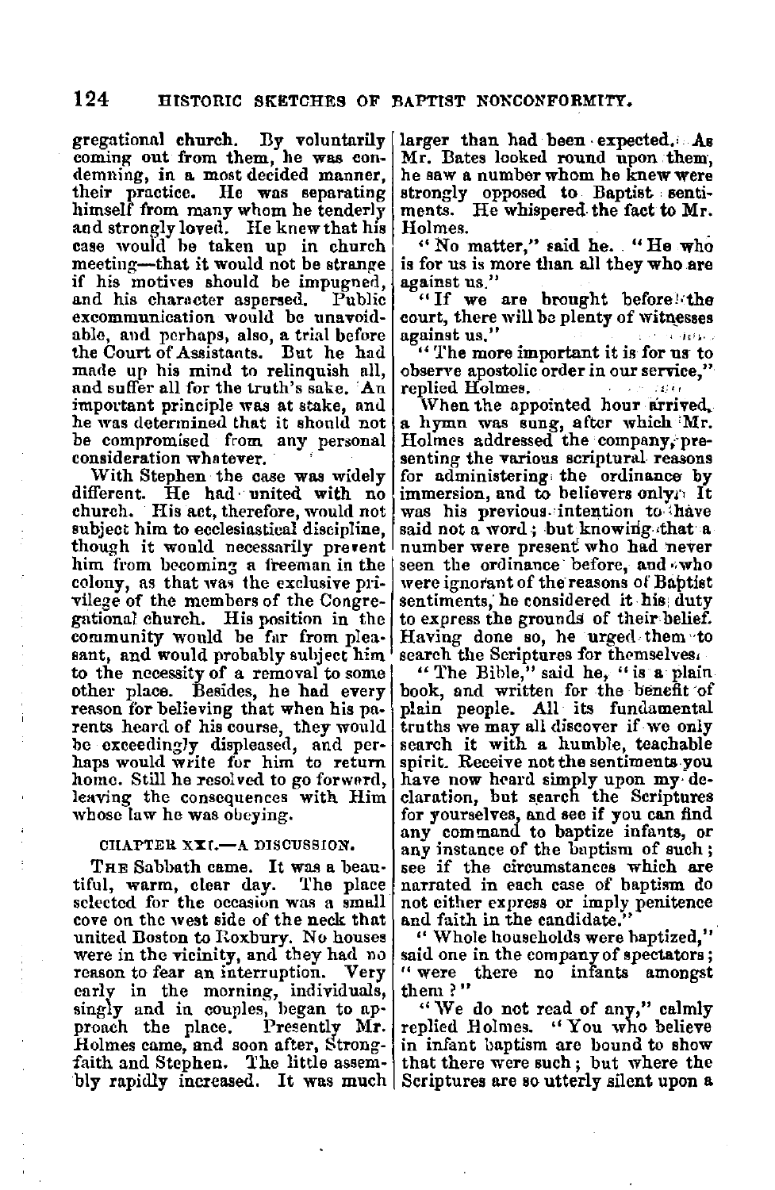gregational church. By voluntarily coming out from them, he was condemning, in a most decided manner, their practice. He was separating himself from many whom he tenderly and strongly loved. He knew that his case would be taken up in church meeting—that it would not be strange if his motives should be impugned, and his character aspersed. Public excommunication would be unavoidable, and perhaps, also, a trial before the Court of Assistants. But he had made up his mind to relinquish all, and suffer all for the truth's sake. An important principle was at stake, and he was determined that it should not be compromised from any personal consideration whatever.

With Stephen the case was widely different. He had united with no church. His act, therefore, would not subject him to ecclesiastical discipline, though it would necessarily prevent him from becoming a freeman in the colony, as that was the exclusive privilege of the members of the Congregational church. His position in the community would be far from pleasant, and would probably subject him to the necessity of a removal to some other place. Besides, he had every reason for believing that when his parents heard of his course, they would be exceedingly displeased, and perhaps would write for him to return home. Still he resolved to go forward, leaving the consequences with Him whose law he was obeying.

## CHAPTER XXI.—A DISCUSSION.

The Sabbath came. It was a beautiful, warm, clear day. The place selected for the occasion was a small cove on the west side of the neck that united Boston to Roxbury. No houses were in the vicinity, and they had no reason to fear an interruption. Very early in the morning, individuals, singly and in couples, began to approach the place. Presently Mr. Holmes came, and soon after, Strongfaith and Stephen. The little assembly rapidly increased. It was much larger than had been expected. As Mr. Bates looked round upon them, he saw a number whom he knew were strongly opposed to Baptist sentiments. He whispered the fact to Mr. Holmes.

"No matter," said he. "He who is for us is more than all they who are against us."

"If we are brought before the court, there will be plenty of witnesses against us."

"The more important it is for us to observe apostolic order in our service," replied Holmes.

When the appointed hour arrived, a hymn was sung, after which Mr. Holmes addressed the company, presenting the various scriptural reasons for administering the ordinance by immersion, and to believers only. It was his previous intention to have said not a word; but knowing that a number were present who had never seen the ordinance before, and who were ignorant of the reasons of Baptist sentiments, he considered it his duty to express the grounds of their belief. Having done so, he urged them to search the Scriptures for themselves.

"The Bible," said he, "is a plain book, and written for the benefit of plain people. All its fundamental truths we may all discover if we only search it with a humble, teachable spirit. Receive not the sentiments you have now heard simply upon my declaration, but search the Scriptures for yourselves, and see if you can find any command to baptize infants, or any instance of the baptism of such; see if the circumstances which are narrated in each case of baptism do not either express or imply penitence and faith in the candidate."

"Whole households were baptized," said one in the company of spectators; "were there no infants amongst them?"

"We do not read of any," calmly replied Holmes. "You who believe in infant baptism are bound to show that there were such; but where the Scriptures are so utterly silent upon a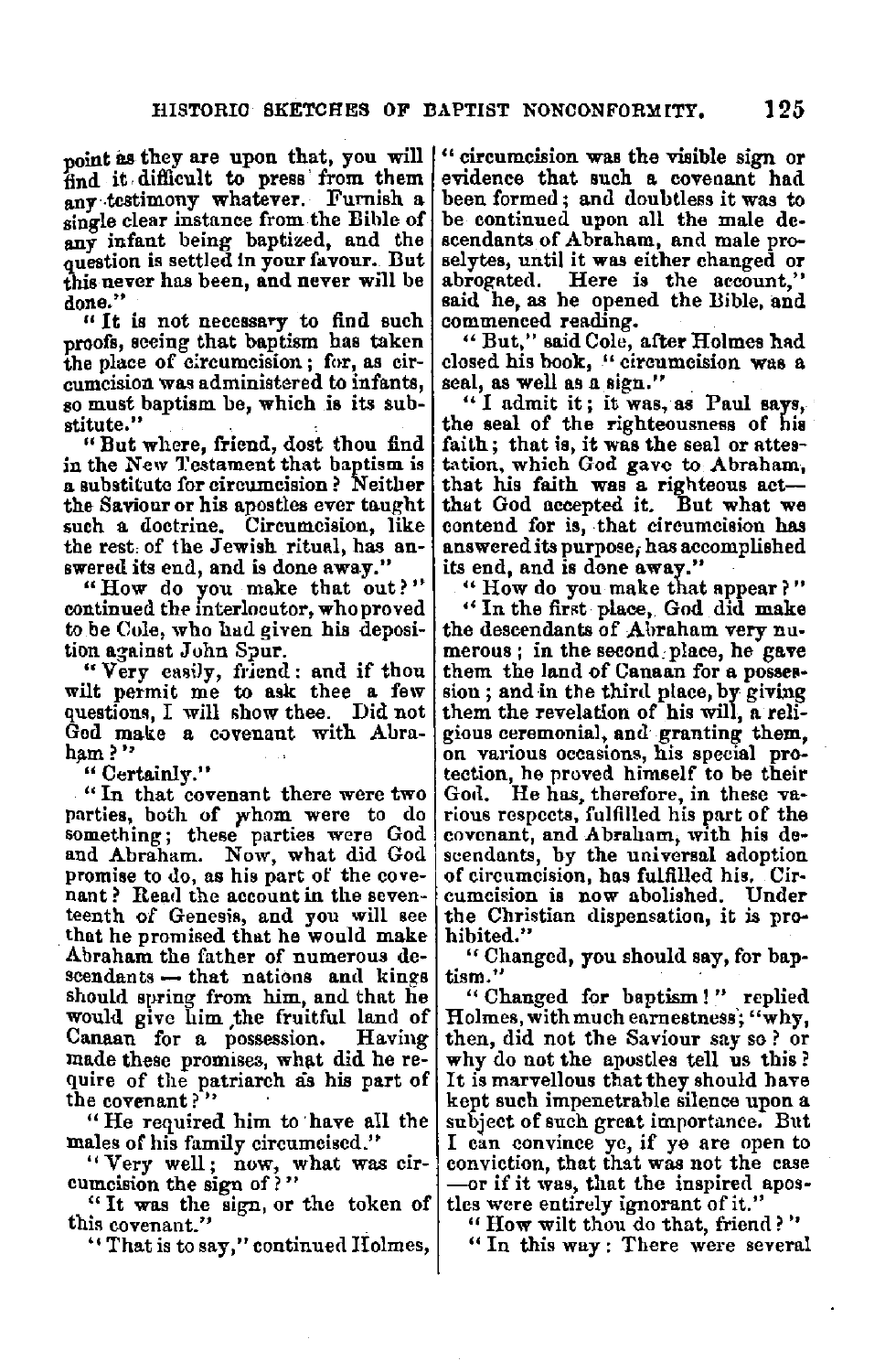point as they are upon that, you will find it difficult to press from them any testimony whatever. Furnish a single clear instance from the Bible of any infant being baptized, and the question is settled in your favour. But this never has been, and never will be done."

"It is not necessary to find such proofs, seeing that baptism has taken the place of circumcision; for, as circumcision was administered to infants, so must baptism be, which is its substitute."

"But where, friend, dost thou find in the New Testament that baptism is a substitute for circumcision? Neither the Saviour or his apostles ever taught such a doctrine. Circumcision, like the rest of the Jewish ritual, has answered its end, and is done away."

"How do you make that out?" continued the interlocutor, who proved to be Cole, who had given his deposition against John Spur.

"Very easily, friend: and if thou wilt permit me to ask thee a few questions, I will show thee. Did not God make a covenant with Abraham?"

"Certainly."

"In that covenant there were two parties, both of whom were to do something; these parties were God and Abraham. Now, what did God promise to do, as his part of the covenant? Read the account in the seventeenth of Genesis, and you will see that he promised that he would make Abraham the father of numerous descendants — that nations and kings should spring from him, and that he would give him the fruitful land of Canaan for a possession. Having made these promises, what did he require of the patriarch as his part of the covenant?"

"He required him to have all the males of his family circumcised."

"Very well; now, what was circumcision the sign of?"

"It was the sign, or the token of this covenant."

"That is to say," continued Holmes, "circumcision was the visible sign or evidence that such a covenant had been formed; and doubtless it was to be continued upon all the male descendants of Abraham, and male proselytes, until it was either changed or abrogated. Here is the account," said he, as he opened the Bible, and commenced reading.

"But," said Cole, after Holmes had closed his book, "circumcision was a seal, as well as a sign."

"I admit it; it was, as Paul says, the seal of the righteousness of his faith; that is, it was the seal or attestation, which God gave to Abraham, that his faith was a righteous act—that God accepted it. But what we contend for is, that circumcision has answered its purpose, has accomplished its end, and is done away."

"How do you make that appear?"

"In the first place, God did make the descendants of Abraham very numerous; in the second place, he gave them the land of Canaan for a possession; and in the third place, by giving them the revelation of his will, a religious ceremonial, and granting them, on various occasions, his special protection, he proved himself to be their God. He has, therefore, in these various respects, fulfilled his part of the covenant, and Abraham, with his descendants, by the universal adoption of circumcision, has fulfilled his. Circumcision is now abolished. Under the Christian dispensation, it is prohibited."

"Changed, you should say, for baptism."

"Changed for baptism!" replied Holmes, with much earnestness; "why, then, did not the Saviour say so? or why do not the apostles tell us this? It is marvellous that they should have kept such impenetrable silence upon a subject of such great importance. But I can convince ye, if ye are open to conviction, that that was not the case—or if it was, that the inspired apostles were entirely ignorant of it."

"How wilt thou do that, friend?"

"In this way: There were several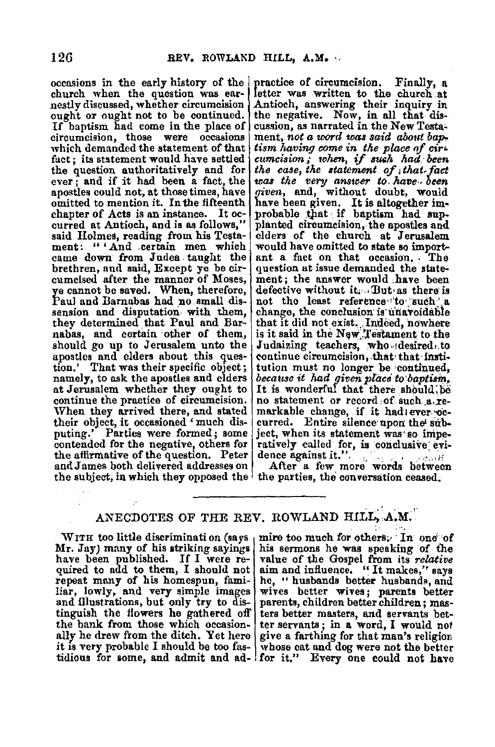occasions in the early history of the church when the question was earnestly discussed, whether circumcision ought or ought not to be continued. If baptism had come in the place of circumcision, those were occasions which demanded the statement of that fact; its statement would have settled the question authoritatively and for ever; and if it had been a fact, the apostles could not, at those times, have omitted to mention it. In the fifteenth chapter of Acts is an instance. It occurred at Antioch, and is as follows," said Holmes, reading from his Testament: "'And certain men which came down from Judea taught the brethren, and said, Except ye be circumcised after the manner of Moses, ye cannot be saved. When, therefore, Paul and Barnabas had no small dissension and disputation with them, they determined that Paul and Barnabas, and certain other of them, should go up to Jerusalem unto the apostles and elders about this question.' That was their specific object; namely, to ask the apostles and elders at Jerusalem whether they ought to continue the practice of circumcision. When they arrived there, and stated their object, it occasioned 'much disputing.' Parties were formed; some contended for the negative, others for the affirmative of the question. Peter and James both delivered addresses on the subject, in which they opposed the practice of circumcision. Finally, a letter was written to the church at Antioch, answering their inquiry in the negative. Now, in all that discussion, as narrated in the New Testament, *not a word was said about baptism having come in the place of circumcision; when, if such had been the case, the statement of that fact was the very answer to have been given*, and, without doubt, would have been given. It is altogether improbable that if baptism had supplanted circumcision, the apostles and elders of the church at Jerusalem would have omitted to state so important a fact on that occasion. The question at issue demanded the statement; the answer would have been defective without it. But as there is not the least reference to such a change, the conclusion is unavoidable that it did not exist. Indeed, nowhere is it said in the New Testament to the Judaizing teachers, who desired to continue circumcision, that that institution must no longer be continued, *because it had given place to baptism*. It is wonderful that there should be no statement or record of such a remarkable change, if it had ever occurred. Entire silence upon the subject, when its statement was so imperatively called for, is conclusive evidence against it."

After a few more words between the parties, the conversation ceased.

---

## ANECDOTES OF THE REV. ROWLAND HILL, A.M.

With too little discrimination (says Mr. Jay) many of his striking sayings have been published. If I were required to add to them, I should not repeat many of his homespun, familiar, lowly, and very simple images and illustrations, but only try to distinguish the flowers he gathered off the bank from those which occasionally he drew from the ditch. Yet here it is very probable I should be too fastidious for some, and admit and admire too much for others. In one of his sermons he was speaking of the value of the Gospel from its *relative* aim and influence. "It makes," says he, "husbands better husbands, and wives better wives; parents better parents, children better children; masters better masters, and servants better servants; in a word, I would not give a farthing for that man's religion whose cat and dog were not the better for it." Every one could not have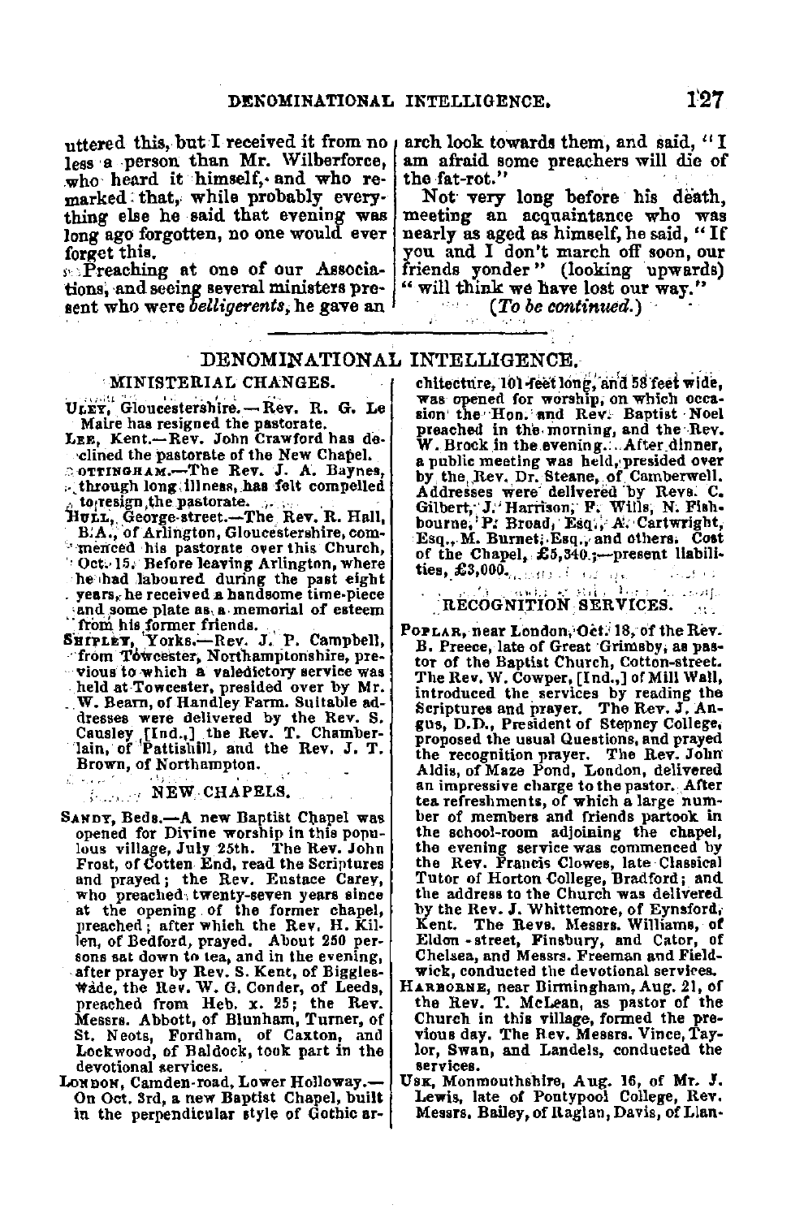uttered this, but I received it from no less a person than Mr. Wilberforce, who heard it himself, and who remarked that, while probably everything else he said that evening was long ago forgotten, no one would ever forget this.

Preaching at one of our Associations, and seeing several ministers present who were *belligerents*, he gave an arch look towards them, and said, "I am afraid some preachers will die of the fat-rot."

Not very long before his death, meeting an acquaintance who was nearly as aged as himself, he said, "If you and I don't march off soon, our friends yonder" (looking upwards) "will think we have lost our way."

(*To be continued.*)

---

## DENOMINATIONAL INTELLIGENCE.

### MINISTERIAL CHANGES.

ULEY, Gloucestershire.—Rev. R. G. Le Maire has resigned the pastorate.

LEE, Kent.—Rev. John Crawford has declined the pastorate of the New Chapel.

NOTTINGHAM.—The Rev. J. A. Baynes, through long illness, has felt compelled to resign the pastorate.

HULL, George-street.—The Rev. R. Hall, B.A., of Arlington, Gloucestershire, commenced his pastorate over this Church, Oct. 15. Before leaving Arlington, where he had laboured during the past eight years, he received a handsome time-piece and some plate as a memorial of esteem from his former friends.

SHIPLEY, Yorks.—Rev. J. P. Campbell, from Towcester, Northamptonshire, previous to which a valedictory service was held at Towcester, presided over by Mr. W. Bearn, of Handley Farm. Suitable addresses were delivered by the Rev. S. Causley [Ind.,] the Rev. T. Chamberlain, of Pattishill, and the Rev. J. T. Brown, of Northampton.

### NEW CHAPELS.

SANDY, Beds.—A new Baptist Chapel was opened for Divine worship in this populous village, July 25th. The Rev. John Frost, of Cotten End, read the Scriptures and prayed; the Rev. Eustace Carey, who preached twenty-seven years since at the opening of the former chapel, preached; after which the Rev. H. Killen, of Bedford, prayed. About 250 persons sat down to tea, and in the evening, after prayer by Rev. S. Kent, of Biggleswade, the Rev. W. G. Conder, of Leeds, preached from Heb. x. 25; the Rev. Messrs. Abbott, of Blunham, Turner, of St. Neots, Fordham, of Caxton, and Lockwood, of Baldock, took part in the devotional services.

LONDON, Camden-road, Lower Holloway.—On Oct. 3rd, a new Baptist Chapel, built in the perpendicular style of Gothic architecture, 101 feet long, and 58 feet wide, was opened for worship, on which occasion the Hon. and Rev. Baptist Noel preached in the morning, and the Rev. W. Brock in the evening. After dinner, a public meeting was held, presided over by the Rev. Dr. Steane, of Camberwell. Addresses were delivered by Revs. C. Gilbert, J. Harrison, F. Wills, N. Fishbourne, P. Broad, Esq., A. Cartwright, Esq., M. Burnet, Esq., and others. Cost of the Chapel, £5,340;—present liabilities, £3,000.

### RECOGNITION SERVICES.

POPLAR, near London, Oct. 18, of the Rev. B. Preece, late of Great Grimsby, as pastor of the Baptist Church, Cotton-street. The Rev. W. Cowper, [Ind.,] of Mill Wall, introduced the services by reading the Scriptures and prayer. The Rev. J. Angus, D.D., President of Stepney College, proposed the usual Questions, and prayed the recognition prayer. The Rev. John Aldis, of Maze Pond, London, delivered an impressive charge to the pastor. After tea refreshments, of which a large number of members and friends partook in the school-room adjoining the chapel, the evening service was commenced by the Rev. Francis Clowes, late Classical Tutor of Horton College, Bradford; and the address to the Church was delivered by the Rev. J. Whittemore, of Eynsford, Kent. The Revs. Messrs. Williams, of Eldon-street, Finsbury, and Cator, of Chelsea, and Messrs. Freeman and Fieldwick, conducted the devotional services.

HARBORNE, near Birmingham, Aug. 21, of the Rev. T. McLean, as pastor of the Church in this village, formed the previous day. The Rev. Messrs. Vince, Taylor, Swan, and Landels, conducted the services.

USK, Monmouthshire, Aug. 16, of Mr. J. Lewis, late of Pontypool College, Rev. Messrs. Bailey, of Raglan, Davis, of Llan-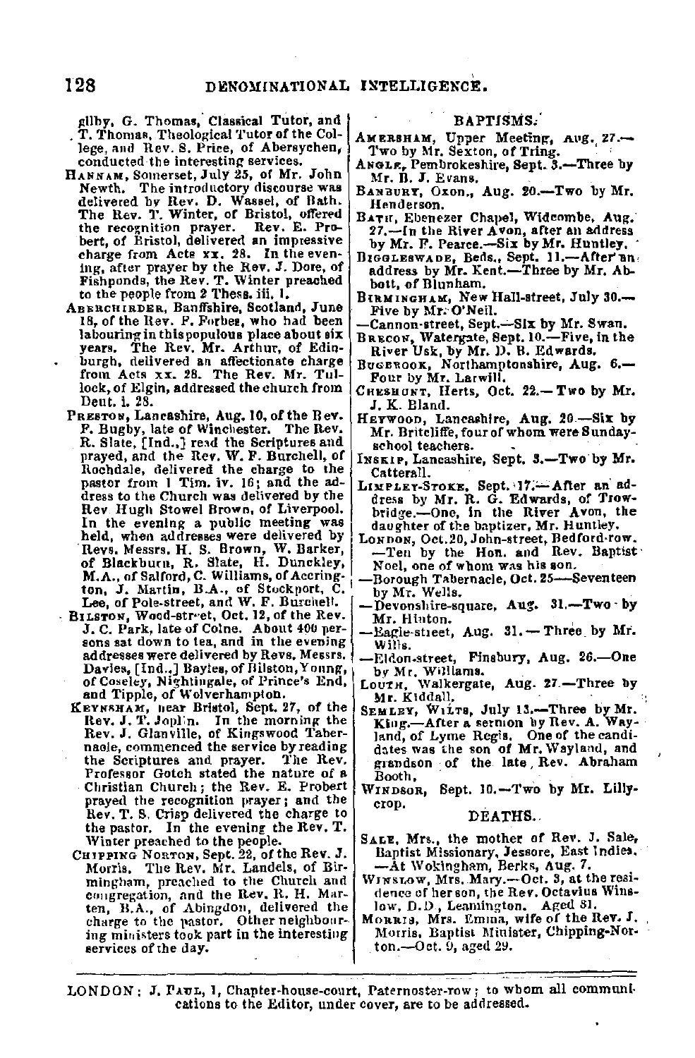gilby, G. Thomas, Classical Tutor, and T. Thomas, Theological Tutor of the College, and Rev. S. Price, of Abersychen, conducted the interesting services.

HANHAM, Somerset, July 25, of Mr. John Newth. The introductory discourse was delivered by Rev. D. Wassel, of Bath. The Rev. T. Winter, of Bristol, offered the recognition prayer. Rev. E. Probert, of Bristol, delivered an impressive charge from Acts xx. 28. In the evening, after prayer by the Rev. J. Dore, of Fishponds, the Rev. T. Winter preached to the people from 2 Thess. iii. 1.

ABERCHIRDER, Banffshire, Scotland, June 18, of the Rev. F. Forbes, who had been labouring in this populous place about six years. The Rev. Mr. Arthur, of Edinburgh, delivered an affectionate charge from Acts xx. 28. The Rev. Mr. Tullock, of Elgin, addressed the church from Deut. i. 28.

PRESTON, Lancashire, Aug. 10, of the Rev. F. Bugby, late of Winchester. The Rev. R. Slate, [Ind.,] read the Scriptures and prayed, and the Rev. W. F. Burchell, of Rochdale, delivered the charge to the pastor from 1 Tim. iv. 16; and the address to the Church was delivered by the Rev Hugh Stowel Brown, of Liverpool. In the evening a public meeting was held, when addresses were delivered by Revs. Messrs. H. S. Brown, W. Barker, of Blackburn, R. Slate, H. Dunckley, M.A., of Salford, C. Williams, of Accrington, J. Martin, B.A., of Stockport, C. Lee, of Pole-street, and W. F. Burchell.

BILSTON, Wood-street, Oct. 12, of the Rev. J. C. Park, late of Colne. About 400 persons sat down to tea, and in the evening addresses were delivered by Revs. Messrs. Davies, [Ind.,] Baytes, of Bilston, Young, of Coseley, Nightingale, of Prince's End, and Tipple, of Wolverhampton.

KEYNSHAM, near Bristol, Sept. 27, of the Rev. J. T. Joplin. In the morning the Rev. J. Glanville, of Kingswood Tabernacle, commenced the service by reading the Scriptures and prayer. The Rev. Professor Gotch stated the nature of a Christian Church; the Rev. E. Probert prayed the recognition prayer; and the Rev. T. S. Crisp delivered the charge to the pastor. In the evening the Rev. T. Winter preached to the people.

CHIPPING NORTON, Sept. 22, of the Rev. J. Morris. The Rev. Mr. Landels, of Birmingham, preached to the Church and congregation, and the Rev. R. H. Marten, B.A., of Abingdon, delivered the charge to the pastor. Other neighbouring ministers took part in the interesting services of the day.

## BAPTISMS.

AMERSHAM, Upper Meeting, Aug. 27.—Two by Mr. Sexton, of Tring.

ANGLE, Pembrokeshire, Sept. 3.—Three by Mr. B. J. Evans.

BANBURY, Oxon., Aug. 20.—Two by Mr. Henderson.

BATH, Ebenezer Chapel, Widcombe, Aug. 27.—In the River Avon, after an address by Mr. F. Pearce.—Six by Mr. Huntley.

BIGGLESWADE, Beds., Sept. 11.—After an address by Mr. Kent.—Three by Mr. Abbott, of Blunham.

BIRMINGHAM, New Hall-street, July 30.—Five by Mr. O'Neil.
—Cannon-street, Sept.—Six by Mr. Swan.

BRECON, Watergate, Sept. 10.—Five, in the River Usk, by Mr. D. B. Edwards.

BUGBROOK, Northamptonshire, Aug. 6.—Four by Mr. Larwill.

CHESHUNT, Herts, Oct. 22.—Two by Mr. J. K. Bland.

HEYWOOD, Lancashire, Aug. 20.—Six by Mr. Britcliffe, four of whom were Sunday-school teachers.

INSKIP, Lancashire, Sept. 3.—Two by Mr. Catterall.

LIMPLEY-STOKE, Sept. 17.—After an address by Mr. R. G. Edwards, of Trowbridge.—One, in the River Avon, the daughter of the baptizer, Mr. Huntley.

LONDON, Oct. 20, John-street, Bedford-row.—Ten by the Hon. and Rev. Baptist Noel, one of whom was his son.
—Borough Tabernacle, Oct. 25.—Seventeen by Mr. Wells.
—Devonshire-square, Aug. 31.—Two by Mr. Hinton.
—Eagle-street, Aug. 31.—Three by Mr. Wills.
—Eldon-street, Finsbury, Aug. 26.—One by Mr. Williams.

LOUTH, Walkergate, Aug. 27.—Three by Mr. Kiddall.

SEMLEY, WILTS, July 13.—Three by Mr. King.—After a sermon by Rev. A. Wayland, of Lyme Regis. One of the candidates was the son of Mr. Wayland, and grandson of the late Rev. Abraham Booth.

WINDSOR, Sept. 10.—Two by Mr. Lillycrop.

## DEATHS.

SALE, Mrs., the mother of Rev. J. Sale, Baptist Missionary, Jessore, East Indies.—At Wokingham, Berks, Aug. 7.

WINSLOW, Mrs. Mary.—Oct. 3, at the residence of her son, the Rev. Octavius Winslow, D.D., Leamington. Aged 81.

MORRIS, Mrs. Emma, wife of the Rev. J. Morris, Baptist Minister, Chipping-Norton.—Oct. 9, aged 29.

---

LONDON: J. PAUL, 1, Chapter-house-court, Paternoster-row; to whom all communications to the Editor, under cover, are to be addressed.